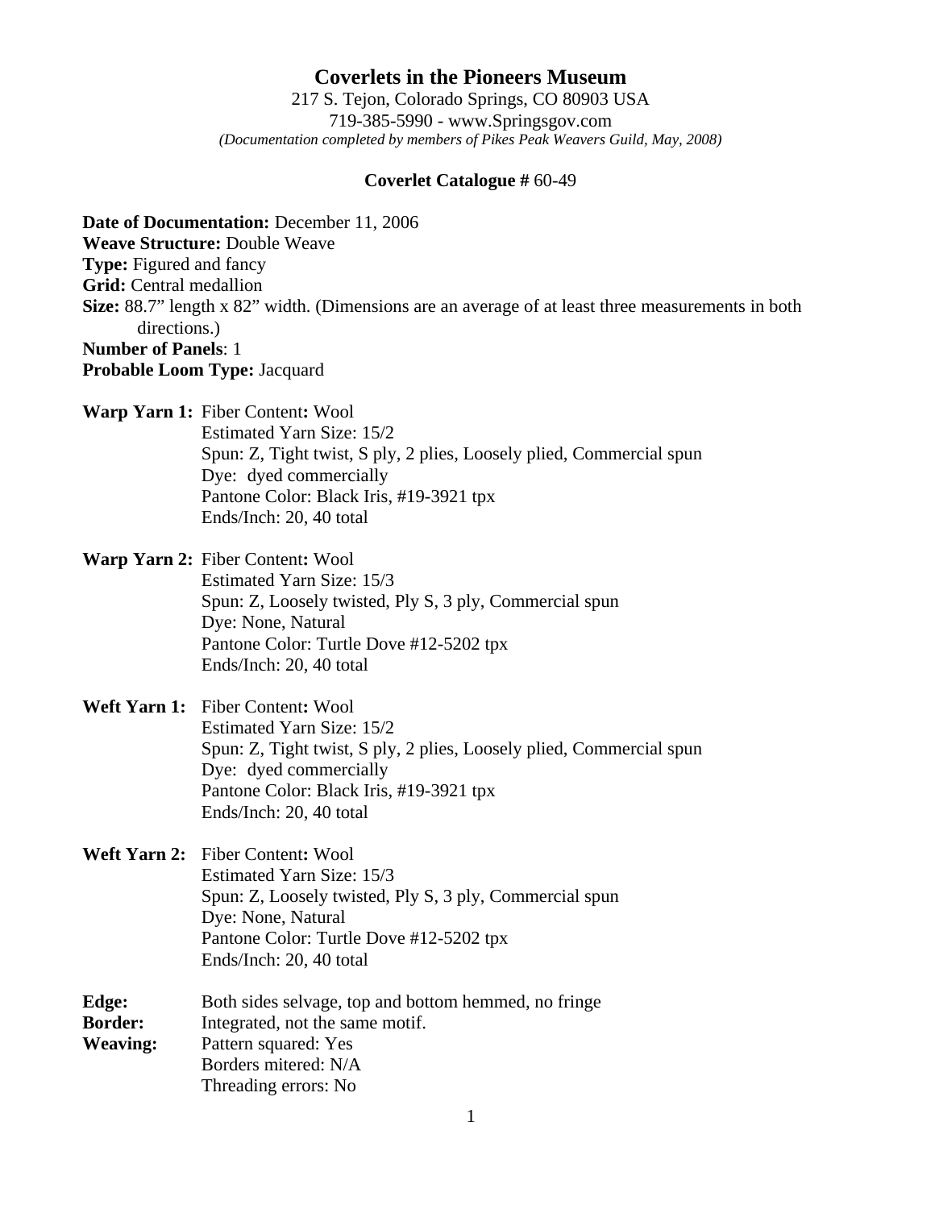# Coverlets in the Pioneers Museum

217 S. Tejon, Colorado Springs, CO 80903 USA
719-385-5990 - www.Springsgov.com
*(Documentation completed by members of Pikes Peak Weavers Guild, May, 2008)*

**Coverlet Catalogue #** 60-49

**Date of Documentation:** December 11, 2006
**Weave Structure:** Double Weave
**Type:** Figured and fancy
**Grid:** Central medallion
**Size:** 88.7" length x 82" width. (Dimensions are an average of at least three measurements in both directions.)
**Number of Panels**: 1
**Probable Loom Type:** Jacquard

**Warp Yarn 1:** Fiber Content**:** Wool
Estimated Yarn Size: 15/2
Spun: Z, Tight twist, S ply, 2 plies, Loosely plied, Commercial spun
Dye: dyed commercially
Pantone Color: Black Iris, #19-3921 tpx
Ends/Inch: 20, 40 total

**Warp Yarn 2:** Fiber Content**:** Wool
Estimated Yarn Size: 15/3
Spun: Z, Loosely twisted, Ply S, 3 ply, Commercial spun
Dye: None, Natural
Pantone Color: Turtle Dove #12-5202 tpx
Ends/Inch: 20, 40 total

**Weft Yarn 1:** Fiber Content**:** Wool
Estimated Yarn Size: 15/2
Spun: Z, Tight twist, S ply, 2 plies, Loosely plied, Commercial spun
Dye: dyed commercially
Pantone Color: Black Iris, #19-3921 tpx
Ends/Inch: 20, 40 total

**Weft Yarn 2:** Fiber Content**:** Wool
Estimated Yarn Size: 15/3
Spun: Z, Loosely twisted, Ply S, 3 ply, Commercial spun
Dye: None, Natural
Pantone Color: Turtle Dove #12-5202 tpx
Ends/Inch: 20, 40 total

**Edge:** Both sides selvage, top and bottom hemmed, no fringe
**Border:** Integrated, not the same motif.
**Weaving:** Pattern squared: Yes
Borders mitered: N/A
Threading errors: No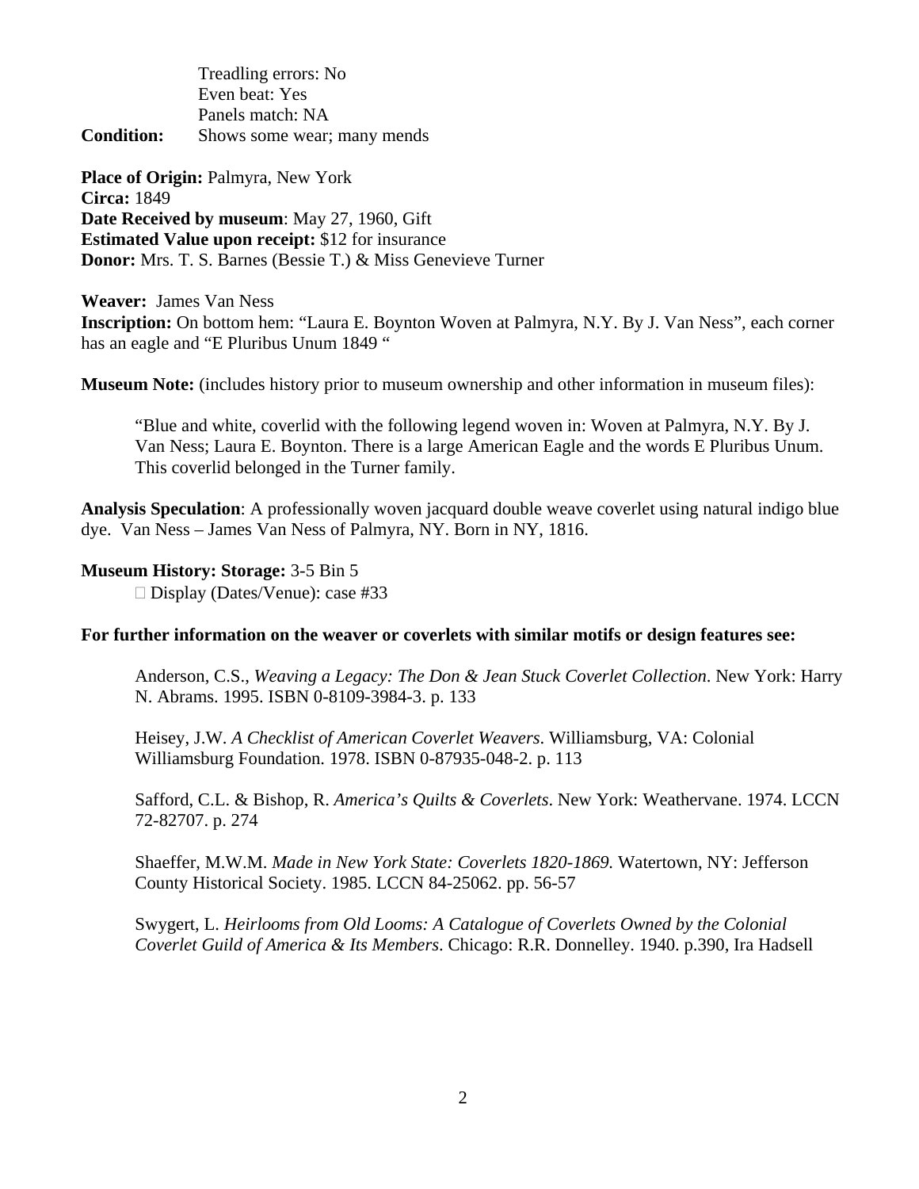Treadling errors: No
Even beat: Yes
Panels match: NA

**Condition:** Shows some wear; many mends

**Place of Origin:** Palmyra, New York
**Circa:** 1849
**Date Received by museum**: May 27, 1960, Gift
**Estimated Value upon receipt:** $12 for insurance
**Donor:** Mrs. T. S. Barnes (Bessie T.) & Miss Genevieve Turner

**Weaver:** James Van Ness
**Inscription:** On bottom hem: "Laura E. Boynton Woven at Palmyra, N.Y. By J. Van Ness", each corner has an eagle and "E Pluribus Unum 1849 "

**Museum Note:** (includes history prior to museum ownership and other information in museum files):

> "Blue and white, coverlid with the following legend woven in: Woven at Palmyra, N.Y. By J. Van Ness; Laura E. Boynton. There is a large American Eagle and the words E Pluribus Unum. This coverlid belonged in the Turner family.

**Analysis Speculation**: A professionally woven jacquard double weave coverlet using natural indigo blue dye. Van Ness – James Van Ness of Palmyra, NY. Born in NY, 1816.

**Museum History: Storage:** 3-5 Bin 5
 Display (Dates/Venue): case #33

**For further information on the weaver or coverlets with similar motifs or design features see:**

Anderson, C.S., *Weaving a Legacy: The Don & Jean Stuck Coverlet Collection*. New York: Harry N. Abrams. 1995. ISBN 0-8109-3984-3. p. 133

Heisey, J.W. *A Checklist of American Coverlet Weavers*. Williamsburg, VA: Colonial Williamsburg Foundation. 1978. ISBN 0-87935-048-2. p. 113

Safford, C.L. & Bishop, R. *America's Quilts & Coverlets*. New York: Weathervane. 1974. LCCN 72-82707. p. 274

Shaeffer, M.W.M. *Made in New York State: Coverlets 1820-1869.* Watertown, NY: Jefferson County Historical Society. 1985. LCCN 84-25062. pp. 56-57

Swygert, L. *Heirlooms from Old Looms: A Catalogue of Coverlets Owned by the Colonial Coverlet Guild of America & Its Members*. Chicago: R.R. Donnelley. 1940. p.390, Ira Hadsell